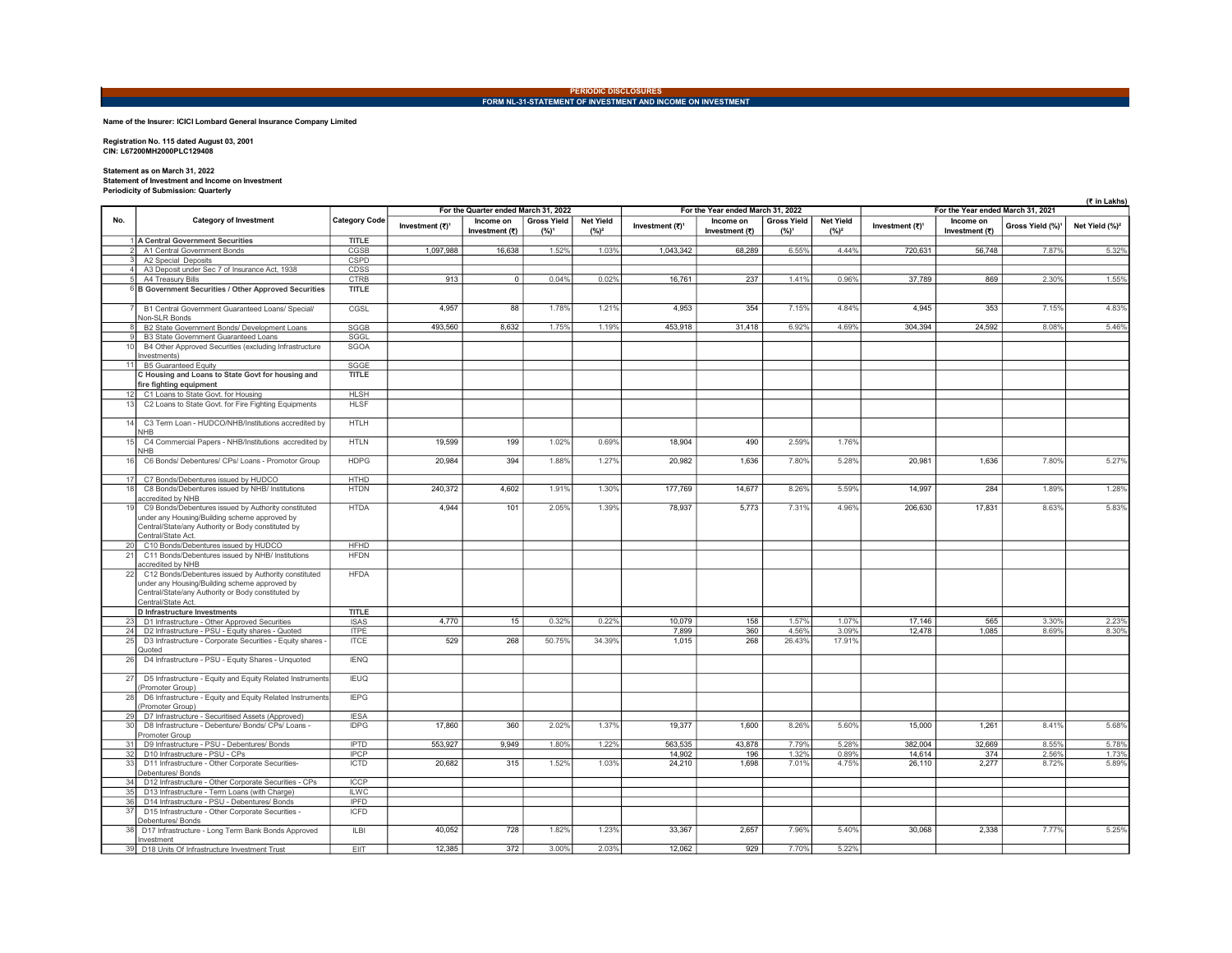PERIODIC DISCLOSURES

FORM NL-31-STATEMENT OF INVESTMENT AND INCOME ON INVESTMENT

**Name of the Insurer: ICICI Lombard General Insurance Company Limited**

**Registration No. 115 dated August 03, 2001**
**CIN: L67200MH2000PLC129408**

**Statement as on March 31, 2022**
**Statement of Investment and Income on Investment**
**Periodicity of Submission: Quarterly**

(₹ in Lakhs)

| No. | Category of Investment | Category Code | For the Quarter ended March 31, 2022 | | | | For the Year ended March 31, 2022 | | | | For the Year ended March 31, 2021 | | | |
|---|---|---|---|---|---|---|---|---|---|---|---|---|---|---|
| | | | Investment (₹)[1] | Income on Investment (₹) | Gross Yield (%)[1] | Net Yield (%)[2] | Investment (₹)[1] | Income on Investment (₹) | Gross Yield (%)[1] | Net Yield (%)[2] | Investment (₹)[1] | Income on Investment (₹) | Gross Yield (%)[1] | Net Yield (%)[2] |
| 1 | **A Central Government Securities** | TITLE | | | | | | | | | | | | |
| 2 | A1 Central Government Bonds | CGSB | 1,097,988 | 16,638 | 1.52% | 1.03% | 1,043,342 | 68,289 | 6.55% | 4.44% | 720,631 | 56,748 | 7.87% | 5.32% |
| 3 | A2 Special Deposits | CSPD | | | | | | | | | | | | |
| 4 | A3 Deposit under Sec 7 of Insurance Act, 1938 | CDSS | | | | | | | | | | | | |
| 5 | A4 Treasury Bills | CTRB | 913 | 0 | 0.04% | 0.02% | 16,761 | 237 | 1.41% | 0.96% | 37,789 | 869 | 2.30% | 1.55% |
| 6 | **B Government Securities / Other Approved Securities** | TITLE | | | | | | | | | | | | |
| 7 | B1 Central Government Guaranteed Loans/ Special/ Non-SLR Bonds | CGSL | 4,957 | 88 | 1.78% | 1.21% | 4,953 | 354 | 7.15% | 4.84% | 4,945 | 353 | 7.15% | 4.83% |
| 8 | B2 State Government Bonds/ Development Loans | SGGB | 493,560 | 8,632 | 1.75% | 1.19% | 453,918 | 31,418 | 6.92% | 4.69% | 304,394 | 24,592 | 8.08% | 5.46% |
| 9 | B3 State Government Guaranteed Loans | SGGL | | | | | | | | | | | | |
| 10 | B4 Other Approved Securities (excluding Infrastructure Investments) | SGOA | | | | | | | | | | | | |
| 11 | B5 Guaranteed Equity | SGGE | | | | | | | | | | | | |
| | **C Housing and Loans to State Govt for housing and fire fighting equipment** | TITLE | | | | | | | | | | | | |
| 12 | C1 Loans to State Govt. for Housing | HLSH | | | | | | | | | | | | |
| 13 | C2 Loans to State Govt. for Fire Fighting Equipments | HLSF | | | | | | | | | | | | |
| 14 | C3 Term Loan - HUDCO/NHB/Institutions accredited by NHB | HTLH | | | | | | | | | | | | |
| 15 | C4 Commercial Papers - NHB/Institutions accredited by NHB | HTLN | 19,599 | 199 | 1.02% | 0.69% | 18,904 | 490 | 2.59% | 1.76% | | | | |
| 16 | C6 Bonds/ Debentures/ CPs/ Loans - Promotor Group | HDPG | 20,984 | 394 | 1.88% | 1.27% | 20,982 | 1,636 | 7.80% | 5.28% | 20,981 | 1,636 | 7.80% | 5.27% |
| 17 | C7 Bonds/Debentures issued by HUDCO | HTHD | | | | | | | | | | | | |
| 18 | C8 Bonds/Debentures issued by NHB/ Institutions accredited by NHB | HTDN | 240,372 | 4,602 | 1.91% | 1.30% | 177,769 | 14,677 | 8.26% | 5.59% | 14,997 | 284 | 1.89% | 1.28% |
| 19 | C9 Bonds/Debentures issued by Authority constituted under any Housing/Building scheme approved by Central/State/any Authority or Body constituted by Central/State Act. | HTDA | 4,944 | 101 | 2.05% | 1.39% | 78,937 | 5,773 | 7.31% | 4.96% | 206,630 | 17,831 | 8.63% | 5.83% |
| 20 | C10 Bonds/Debentures issued by HUDCO | HFHD | | | | | | | | | | | | |
| 21 | C11 Bonds/Debentures issued by NHB/ Institutions accredited by NHB | HFDN | | | | | | | | | | | | |
| 22 | C12 Bonds/Debentures issued by Authority constituted under any Housing/Building scheme approved by Central/State/any Authority or Body constituted by Central/State Act. | HFDA | | | | | | | | | | | | |
| | **D Infrastructure Investments** | TITLE | | | | | | | | | | | | |
| 23 | D1 Infrastructure - Other Approved Securities | ISAS | 4,770 | 15 | 0.32% | 0.22% | 10,079 | 158 | 1.57% | 1.07% | 17,146 | 565 | 3.30% | 2.23% |
| 24 | D2 Infrastructure - PSU - Equity shares - Quoted | ITPE | | | | | 7,899 | 360 | 4.56% | 3.09% | 12,478 | 1,085 | 8.69% | 8.30% |
| 25 | D3 Infrastructure - Corporate Securities - Equity shares - Quoted | ITCE | 529 | 268 | 50.75% | 34.39% | 1,015 | 268 | 26.43% | 17.91% | | | | |
| 26 | D4 Infrastructure - PSU - Equity Shares - Unquoted | IENQ | | | | | | | | | | | | |
| 27 | D5 Infrastructure - Equity and Equity Related Instruments (Promoter Group) | IEUQ | | | | | | | | | | | | |
| 28 | D6 Infrastructure - Equity and Equity Related Instruments (Promoter Group) | IEPG | | | | | | | | | | | | |
| 29 | D7 Infrastructure - Securitised Assets (Approved) | IESA | | | | | | | | | | | | |
| 30 | D8 Infrastructure - Debenture/ Bonds/ CPs/ Loans - Promoter Group | IDPG | 17,860 | 360 | 2.02% | 1.37% | 19,377 | 1,600 | 8.26% | 5.60% | 15,000 | 1,261 | 8.41% | 5.68% |
| 31 | D9 Infrastructure - PSU - Debentures/ Bonds | IPTD | 553,927 | 9,949 | 1.80% | 1.22% | 563,535 | 43,878 | 7.79% | 5.28% | 382,004 | 32,669 | 8.55% | 5.78% |
| 32 | D10 Infrastructure - PSU - CPs | IPCP | | | | | 14,902 | 196 | 1.32% | 0.89% | 14,614 | 374 | 2.56% | 1.73% |
| 33 | D11 Infrastructure - Other Corporate Securities- Debentures/ Bonds | ICTD | 20,682 | 315 | 1.52% | 1.03% | 24,210 | 1,698 | 7.01% | 4.75% | 26,110 | 2,277 | 8.72% | 5.89% |
| 34 | D12 Infrastructure - Other Corporate Securities - CPs | ICCP | | | | | | | | | | | | |
| 35 | D13 Infrastructure - Term Loans (with Charge) | ILWC | | | | | | | | | | | | |
| 36 | D14 Infrastructure - PSU - Debentures/ Bonds | IPFD | | | | | | | | | | | | |
| 37 | D15 Infrastructure - Other Corporate Securities - Debentures/ Bonds | ICFD | | | | | | | | | | | | |
| 38 | D17 Infrastructure - Long Term Bank Bonds Approved Investment | ILBI | 40,052 | 728 | 1.82% | 1.23% | 33,367 | 2,657 | 7.96% | 5.40% | 30,068 | 2,338 | 7.77% | 5.25% |
| 39 | D18 Units Of Infrastructure Investment Trust | EIIT | 12,385 | 372 | 3.00% | 2.03% | 12,062 | 929 | 7.70% | 5.22% | | | | |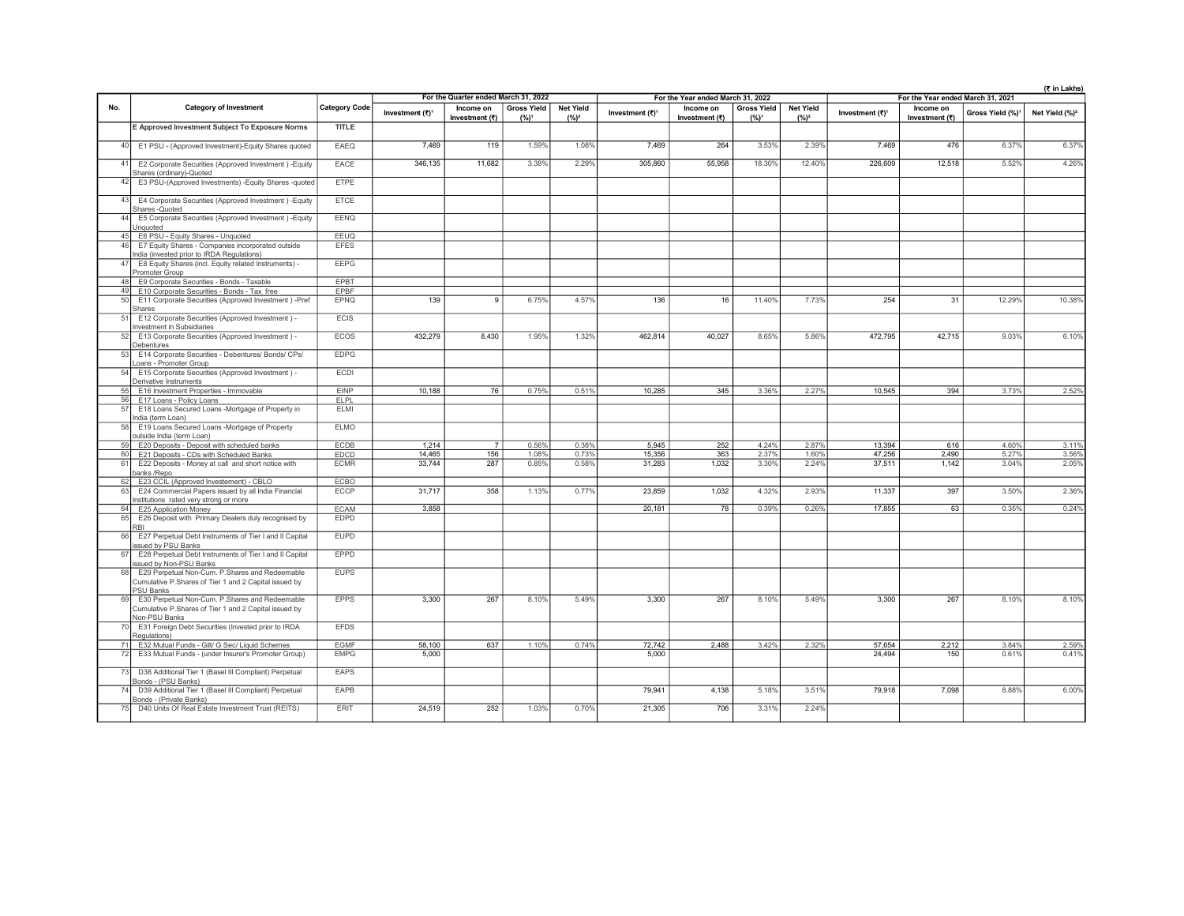(₹ in Lakhs)

| No. | Category of Investment | Category Code | For the Quarter ended March 31, 2022 | | | | For the Year ended March 31, 2022 | | | | For the Year ended March 31, 2021 | | | |
|---|---|---|---|---|---|---|---|---|---|---|---|---|---|---|
| | | | Investment (₹)[1] | Income on Investment (₹) | Gross Yield (%)[1] | Net Yield (%)[2] | Investment (₹)[1] | Income on Investment (₹) | Gross Yield (%)[1] | Net Yield (%)[2] | Investment (₹)[1] | Income on Investment (₹) | Gross Yield (%)[1] | Net Yield (%)[2] |
| | E Approved Investment Subject To Exposure Norms | TITLE | | | | | | | | | | | | |
| 40 | E1 PSU - (Approved Investment)-Equity Shares quoted | EAEQ | 7,469 | 119 | 1.59% | 1.08% | 7,469 | 264 | 3.53% | 2.39% | 7,469 | 476 | 6.37% | 6.37% |
| 41 | E2 Corporate Securities (Approved Investment ) -Equity Shares (ordinary)-Quoted | EACE | 346,135 | 11,682 | 3.38% | 2.29% | 305,860 | 55,958 | 18.30% | 12.40% | 226,609 | 12,518 | 5.52% | 4.26% |
| 42 | E3 PSU-(Approved Investments) -Equity Shares -quoted | ETPE | | | | | | | | | | | | |
| 43 | E4 Corporate Securities (Approved Investment ) -Equity Shares -Quoted | ETCE | | | | | | | | | | | | |
| 44 | E5 Corporate Securities (Approved Investment ) -Equity Unquoted | EENQ | | | | | | | | | | | | |
| 45 | E6 PSU - Equity Shares - Unquoted | EEUQ | | | | | | | | | | | | |
| 46 | E7 Equity Shares - Companies incorporated outside India (invested prior to IRDA Regulations) | EFES | | | | | | | | | | | | |
| 47 | E8 Equity Shares (incl. Equity related Instruments) - Promoter Group | EEPG | | | | | | | | | | | | |
| 48 | E9 Corporate Securities - Bonds - Taxable | EPBT | | | | | | | | | | | | |
| 49 | E10 Corporate Securities - Bonds - Tax free | EPBF | | | | | | | | | | | | |
| 50 | E11 Corporate Securities (Approved Investment ) -Pref Shares | EPNQ | 139 | 9 | 6.75% | 4.57% | 136 | 16 | 11.40% | 7.73% | 254 | 31 | 12.29% | 10.38% |
| 51 | E12 Corporate Securities (Approved Investment ) - Investment in Subsidiaries | ECIS | | | | | | | | | | | | |
| 52 | E13 Corporate Securities (Approved Investment ) - Debentures | ECOS | 432,279 | 8,430 | 1.95% | 1.32% | 462,814 | 40,027 | 8.65% | 5.86% | 472,795 | 42,715 | 9.03% | 6.10% |
| 53 | E14 Corporate Securities - Debentures/ Bonds/ CPs/ Loans - Promoter Group | EDPG | | | | | | | | | | | | |
| 54 | E15 Corporate Securities (Approved Investment ) - Derivative Instruments | ECDI | | | | | | | | | | | | |
| 55 | E16 Investment Properties - Immovable | EINP | 10,188 | 76 | 0.75% | 0.51% | 10,285 | 345 | 3.36% | 2.27% | 10,545 | 394 | 3.73% | 2.52% |
| 56 | E17 Loans - Policy Loans | ELPL | | | | | | | | | | | | |
| 57 | E18 Loans Secured Loans -Mortgage of Property in India (term Loan) | ELMI | | | | | | | | | | | | |
| 58 | E19 Loans Secured Loans -Mortgage of Property outside India (term Loan) | ELMO | | | | | | | | | | | | |
| 59 | E20 Deposits - Deposit with scheduled banks | ECDB | 1,214 | 7 | 0.56% | 0.38% | 5,945 | 252 | 4.24% | 2.87% | 13,394 | 616 | 4.60% | 3.11% |
| 60 | E21 Deposits - CDs with Scheduled Banks | EDCD | 14,465 | 156 | 1.08% | 0.73% | 15,356 | 363 | 2.37% | 1.60% | 47,256 | 2,490 | 5.27% | 3.56% |
| 61 | E22 Deposits - Money at call and short notice with banks /Repo | ECMR | 33,744 | 287 | 0.85% | 0.58% | 31,283 | 1,032 | 3.30% | 2.24% | 37,511 | 1,142 | 3.04% | 2.05% |
| 62 | E23 CCIL (Approved Invesetement) - CBLO | ECBO | | | | | | | | | | | | |
| 63 | E24 Commercial Papers issued by all India Financial Institutions rated very strong or more | ECCP | 31,717 | 358 | 1.13% | 0.77% | 23,859 | 1,032 | 4.32% | 2.93% | 11,337 | 397 | 3.50% | 2.36% |
| 64 | E25 Application Money | ECAM | 3,858 | | | | 20,181 | 78 | 0.39% | 0.26% | 17,855 | 63 | 0.35% | 0.24% |
| 65 | E26 Deposit with Primary Dealers duly recognised by RBI | EDPD | | | | | | | | | | | | |
| 66 | E27 Perpetual Debt Instruments of Tier I and II Capital issued by PSU Banks | EUPD | | | | | | | | | | | | |
| 67 | E28 Perpetual Debt Instruments of Tier I and II Capital issued by Non-PSU Banks | EPPD | | | | | | | | | | | | |
| 68 | E29 Perpetual Non-Cum. P.Shares and Redeemable Cumulative P.Shares of Tier 1 and 2 Capital issued by PSU Banks | EUPS | | | | | | | | | | | | |
| 69 | E30 Perpetual Non-Cum. P.Shares and Redeemable Cumulative P.Shares of Tier 1 and 2 Capital issued by Non-PSU Banks | EPPS | 3,300 | 267 | 8.10% | 5.49% | 3,300 | 267 | 8.10% | 5.49% | 3,300 | 267 | 8.10% | 8.10% |
| 70 | E31 Foreign Debt Securities (Invested prior to IRDA Regulations) | EFDS | | | | | | | | | | | | |
| 71 | E32 Mutual Funds - Gilt/ G Sec/ Liquid Schemes | EGMF | 58,100 | 637 | 1.10% | 0.74% | 72,742 | 2,488 | 3.42% | 2.32% | 57,654 | 2,212 | 3.84% | 2.59% |
| 72 | E33 Mutual Funds - (under Insurer's Promoter Group) | EMPG | 5,000 | | | | 5,000 | | | | 24,494 | 150 | 0.61% | 0.41% |
| 73 | D38 Additional Tier 1 (Basel III Compliant) Perpetual Bonds - (PSU Banks) | EAPS | | | | | | | | | | | | |
| 74 | D39 Additional Tier 1 (Basel III Compliant) Perpetual Bonds - (Private Banks) | EAPB | | | | | 79,941 | 4,138 | 5.18% | 3.51% | 79,918 | 7,098 | 8.88% | 6.00% |
| 75 | D40 Units Of Real Estate Investment Trust (REITS) | ERIT | 24,519 | 252 | 1.03% | 0.70% | 21,305 | 706 | 3.31% | 2.24% | | | | |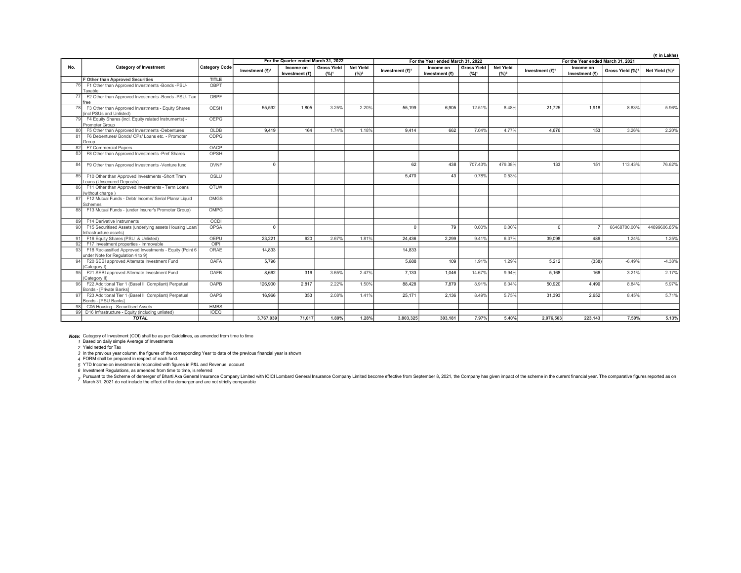(₹ in Lakhs)

| No. | Category of Investment | Category Code | For the Quarter ended March 31, 2022 | | | | For the Year ended March 31, 2022 | | | | For the Year ended March 31, 2021 | | | |
|---|---|---|---|---|---|---|---|---|---|---|---|---|---|---|
| | | | Investment (₹)[1] | Income on Investment (₹) | Gross Yield (%)[1] | Net Yield (%)[2] | Investment (₹)[1] | Income on Investment (₹) | Gross Yield (%)[1] | Net Yield (%)[2] | Investment (₹)[1] | Income on Investment (₹) | Gross Yield (%)[1] | Net Yield (%)[2] |
| | F Other than Approved Securities | TITLE | | | | | | | | | | | | |
| 76 | F1 Other than Approved Investments -Bonds -PSU-Taxable | OBPT | | | | | | | | | | | | |
| 77 | F2 Other than Approved Investments -Bonds -PSU- Tax free | OBPF | | | | | | | | | | | | |
| 78 | F3 Other than Approved Investments - Equity Shares (incl PSUs and Unlisted) | OESH | 55,592 | 1,805 | 3.25% | 2.20% | 55,199 | 6,905 | 12.51% | 8.48% | 21,725 | 1,918 | 8.83% | 5.96% |
| 79 | F4 Equity Shares (incl. Equity related Instruments) - Promoter Group | OEPG | | | | | | | | | | | | |
| 80 | F5 Other than Approved Investments -Debentures | OLDB | 9,419 | 164 | 1.74% | 1.18% | 9,414 | 662 | 7.04% | 4.77% | 4,676 | 153 | 3.26% | 2.20% |
| 81 | F6 Debentures/ Bonds/ CPs/ Loans etc. - Promoter Group | ODPG | | | | | | | | | | | | |
| 82 | F7 Commercial Papers | OACP | | | | | | | | | | | | |
| 83 | F8 Other than Approved Investments -Pref Shares | OPSH | | | | | | | | | | | | |
| 84 | F9 Other than Approved Investments -Venture fund | OVNF | 0 | | | | 62 | 438 | 707.43% | 479.38% | 133 | 151 | 113.43% | 76.62% |
| 85 | F10 Other than Approved Investments -Short Trem Loans (Unsecured Deposits) | OSLU | | | | | 5,470 | 43 | 0.78% | 0.53% | | | | |
| 86 | F11 Other than Approved Investments - Term Loans (without charge ) | OTLW | | | | | | | | | | | | |
| 87 | F12 Mutual Funds - Debt/ Income/ Serial Plans/ Liquid Schemes | OMGS | | | | | | | | | | | | |
| 88 | F13 Mutual Funds - (under Insurer's Promoter Group) | OMPG | | | | | | | | | | | | |
| 89 | F14 Derivative Instruments | OCDI | | | | | | | | | | | | |
| 90 | F15 Securitised Assets (underlying assets Housing Loan/ Infrastructure assets) | OPSA | 0 | | | | 0 | 79 | 0.00% | 0.00% | 0 | 7 | 66468700.00% | 44899606.85% |
| 91 | F16 Equity Shares (PSU & Unlisted) | OEPU | 23,221 | 620 | 2.67% | 1.81% | 24,436 | 2,299 | 9.41% | 6.37% | 39,098 | 486 | 1.24% | 1.25% |
| 92 | F17 Investment properties - Immovable | OIPI | | | | | | | | | | | | |
| 93 | F18 Reclassified Approved Investments - Equity (Point 6 under Note for Regulation 4 to 9) | ORAE | 14,833 | | | | 14,833 | | | | | | | |
| 94 | F20 SEBI approved Alternate Investment Fund (Category I) | OAFA | 5,796 | | | | 5,688 | 109 | 1.91% | 1.29% | 5,212 | (338) | -6.49% | -4.38% |
| 95 | F21 SEBI approved Alternate Investment Fund (Category II) | OAFB | 8,662 | 316 | 3.65% | 2.47% | 7,133 | 1,046 | 14.67% | 9.94% | 5,168 | 166 | 3.21% | 2.17% |
| 96 | F22 Additional Tier 1 (Basel III Compliant) Perpetual Bonds - [Private Banks] | OAPB | 126,900 | 2,817 | 2.22% | 1.50% | 88,428 | 7,879 | 8.91% | 6.04% | 50,920 | 4,499 | 8.84% | 5.97% |
| 97 | F23 Additional Tier 1 (Basel III Compliant) Perpetual Bonds - [PSU Banks] | OAPS | 16,966 | 353 | 2.08% | 1.41% | 25,171 | 2,136 | 8.49% | 5.75% | 31,393 | 2,652 | 8.45% | 5.71% |
| 98 | C05 Housing - Securitised Assets | HMBS | | | | | | | | | | | | |
| 99 | D16 Infrastructure - Equity (including unlisted) | IOEQ | | | | | | | | | | | | |
| | ***TOTAL*** | | **3,767,039** | **71,017** | **1.89%** | **1.28%** | **3,803,325** | **303,181** | **7.97%** | **5.40%** | **2,976,503** | **223,143** | **7.50%** | **5.13%** |

***Note:*** Category of Investment (COI) shall be as per Guidelines, as amended from time to time

1. Based on daily simple Average of Investments
2. Yield netted for Tax
3. In the previous year column, the figures of the corresponding Year to date of the previous financial year is shown
4. FORM shall be prepared in respect of each fund.
5. YTD Income on investment is reconciled with figures in P&L and Revenue account
6. Investment Regulations, as amended from time to time, is referred
7. Pursuant to the Scheme of demerger of Bharti Axa General Insurance Company Limited with ICICI Lombard General Insurance Company Limited become effective from September 8, 2021, the Company has given impact of the scheme in the current financial year. The comparative figures reported as on March 31, 2021 do not include the effect of the demerger and are not strictly comparable